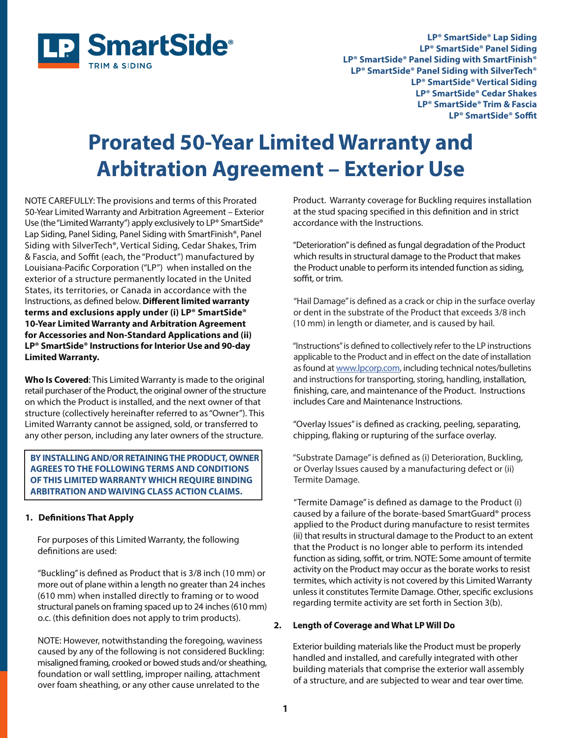LP® SmartSide® TRIM & SIDING

**LP® SmartSide® Lap Siding**
**LP® SmartSide® Panel Siding**
**LP® SmartSide® Panel Siding with SmartFinish®**
**LP® SmartSide® Panel Siding with SilverTech®**
**LP® SmartSide® Vertical Siding**
**LP® SmartSide® Cedar Shakes**
**LP® SmartSide® Trim & Fascia**
**LP® SmartSide® Soffit**

# Prorated 50-Year Limited Warranty and Arbitration Agreement – Exterior Use

NOTE CAREFULLY: The provisions and terms of this Prorated 50-Year Limited Warranty and Arbitration Agreement – Exterior Use (the "Limited Warranty") apply exclusively to LP® SmartSide® Lap Siding, Panel Siding, Panel Siding with SmartFinish®, Panel Siding with SilverTech®, Vertical Siding, Cedar Shakes, Trim & Fascia, and Soffit (each, the "Product") manufactured by Louisiana-Pacific Corporation ("LP") when installed on the exterior of a structure permanently located in the United States, its territories, or Canada in accordance with the Instructions, as defined below. **Different limited warranty terms and exclusions apply under (i) LP® SmartSide® 10-Year Limited Warranty and Arbitration Agreement for Accessories and Non-Standard Applications and (ii) LP® SmartSide® Instructions for Interior Use and 90-day Limited Warranty.**

**Who Is Covered**: This Limited Warranty is made to the original retail purchaser of the Product, the original owner of the structure on which the Product is installed, and the next owner of that structure (collectively hereinafter referred to as "Owner"). This Limited Warranty cannot be assigned, sold, or transferred to any other person, including any later owners of the structure.

**BY INSTALLING AND/OR RETAINING THE PRODUCT, OWNER AGREES TO THE FOLLOWING TERMS AND CONDITIONS OF THIS LIMITED WARRANTY WHICH REQUIRE BINDING ARBITRATION AND WAIVING CLASS ACTION CLAIMS.**

## 1. Definitions That Apply

For purposes of this Limited Warranty, the following definitions are used:

"Buckling" is defined as Product that is 3/8 inch (10 mm) or more out of plane within a length no greater than 24 inches (610 mm) when installed directly to framing or to wood structural panels on framing spaced up to 24 inches (610 mm) o.c. (this definition does not apply to trim products).

NOTE: However, notwithstanding the foregoing, waviness caused by any of the following is not considered Buckling: misaligned framing, crooked or bowed studs and/or sheathing, foundation or wall settling, improper nailing, attachment over foam sheathing, or any other cause unrelated to the Product. Warranty coverage for Buckling requires installation at the stud spacing specified in this definition and in strict accordance with the Instructions.

"Deterioration" is defined as fungal degradation of the Product which results in structural damage to the Product that makes the Product unable to perform its intended function as siding, soffit, or trim.

"Hail Damage" is defined as a crack or chip in the surface overlay or dent in the substrate of the Product that exceeds 3/8 inch (10 mm) in length or diameter, and is caused by hail.

"Instructions" is defined to collectively refer to the LP instructions applicable to the Product and in effect on the date of installation as found at www.lpcorp.com, including technical notes/bulletins and instructions for transporting, storing, handling, installation, finishing, care, and maintenance of the Product. Instructions includes Care and Maintenance Instructions.

"Overlay Issues" is defined as cracking, peeling, separating, chipping, flaking or rupturing of the surface overlay.

"Substrate Damage" is defined as (i) Deterioration, Buckling, or Overlay Issues caused by a manufacturing defect or (ii) Termite Damage.

"Termite Damage" is defined as damage to the Product (i) caused by a failure of the borate-based SmartGuard® process applied to the Product during manufacture to resist termites (ii) that results in structural damage to the Product to an extent that the Product is no longer able to perform its intended function as siding, soffit, or trim. NOTE: Some amount of termite activity on the Product may occur as the borate works to resist termites, which activity is not covered by this Limited Warranty unless it constitutes Termite Damage. Other, specific exclusions regarding termite activity are set forth in Section 3(b).

## 2. Length of Coverage and What LP Will Do

Exterior building materials like the Product must be properly handled and installed, and carefully integrated with other building materials that comprise the exterior wall assembly of a structure, and are subjected to wear and tear over time.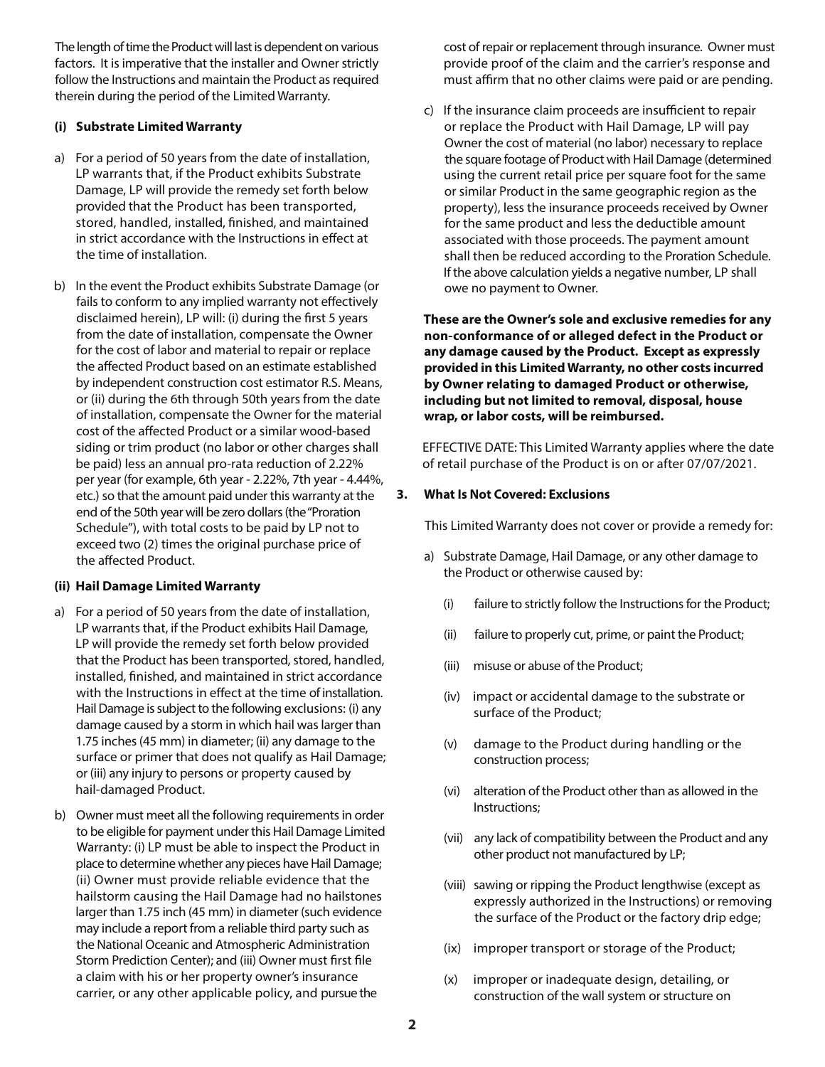The length of time the Product will last is dependent on various factors. It is imperative that the installer and Owner strictly follow the Instructions and maintain the Product as required therein during the period of the Limited Warranty.

**(i) Substrate Limited Warranty**

a) For a period of 50 years from the date of installation, LP warrants that, if the Product exhibits Substrate Damage, LP will provide the remedy set forth below provided that the Product has been transported, stored, handled, installed, finished, and maintained in strict accordance with the Instructions in effect at the time of installation.

b) In the event the Product exhibits Substrate Damage (or fails to conform to any implied warranty not effectively disclaimed herein), LP will: (i) during the first 5 years from the date of installation, compensate the Owner for the cost of labor and material to repair or replace the affected Product based on an estimate established by independent construction cost estimator R.S. Means, or (ii) during the 6th through 50th years from the date of installation, compensate the Owner for the material cost of the affected Product or a similar wood-based siding or trim product (no labor or other charges shall be paid) less an annual pro-rata reduction of 2.22% per year (for example, 6th year - 2.22%, 7th year - 4.44%, etc.) so that the amount paid under this warranty at the end of the 50th year will be zero dollars (the "Proration Schedule"), with total costs to be paid by LP not to exceed two (2) times the original purchase price of the affected Product.

**(ii) Hail Damage Limited Warranty**

a) For a period of 50 years from the date of installation, LP warrants that, if the Product exhibits Hail Damage, LP will provide the remedy set forth below provided that the Product has been transported, stored, handled, installed, finished, and maintained in strict accordance with the Instructions in effect at the time of installation. Hail Damage is subject to the following exclusions: (i) any damage caused by a storm in which hail was larger than 1.75 inches (45 mm) in diameter; (ii) any damage to the surface or primer that does not qualify as Hail Damage; or (iii) any injury to persons or property caused by hail-damaged Product.

b) Owner must meet all the following requirements in order to be eligible for payment under this Hail Damage Limited Warranty: (i) LP must be able to inspect the Product in place to determine whether any pieces have Hail Damage; (ii) Owner must provide reliable evidence that the hailstorm causing the Hail Damage had no hailstones larger than 1.75 inch (45 mm) in diameter (such evidence may include a report from a reliable third party such as the National Oceanic and Atmospheric Administration Storm Prediction Center); and (iii) Owner must first file a claim with his or her property owner's insurance carrier, or any other applicable policy, and pursue the cost of repair or replacement through insurance. Owner must provide proof of the claim and the carrier's response and must affirm that no other claims were paid or are pending.

c) If the insurance claim proceeds are insufficient to repair or replace the Product with Hail Damage, LP will pay Owner the cost of material (no labor) necessary to replace the square footage of Product with Hail Damage (determined using the current retail price per square foot for the same or similar Product in the same geographic region as the property), less the insurance proceeds received by Owner for the same product and less the deductible amount associated with those proceeds. The payment amount shall then be reduced according to the Proration Schedule. If the above calculation yields a negative number, LP shall owe no payment to Owner.

**These are the Owner's sole and exclusive remedies for any non-conformance of or alleged defect in the Product or any damage caused by the Product. Except as expressly provided in this Limited Warranty, no other costs incurred by Owner relating to damaged Product or otherwise, including but not limited to removal, disposal, house wrap, or labor costs, will be reimbursed.**

EFFECTIVE DATE: This Limited Warranty applies where the date of retail purchase of the Product is on or after 07/07/2021.

**3. What Is Not Covered: Exclusions**

This Limited Warranty does not cover or provide a remedy for:

a) Substrate Damage, Hail Damage, or any other damage to the Product or otherwise caused by:

   (i) failure to strictly follow the Instructions for the Product;

   (ii) failure to properly cut, prime, or paint the Product;

   (iii) misuse or abuse of the Product;

   (iv) impact or accidental damage to the substrate or surface of the Product;

   (v) damage to the Product during handling or the construction process;

   (vi) alteration of the Product other than as allowed in the Instructions;

   (vii) any lack of compatibility between the Product and any other product not manufactured by LP;

   (viii) sawing or ripping the Product lengthwise (except as expressly authorized in the Instructions) or removing the surface of the Product or the factory drip edge;

   (ix) improper transport or storage of the Product;

   (x) improper or inadequate design, detailing, or construction of the wall system or structure on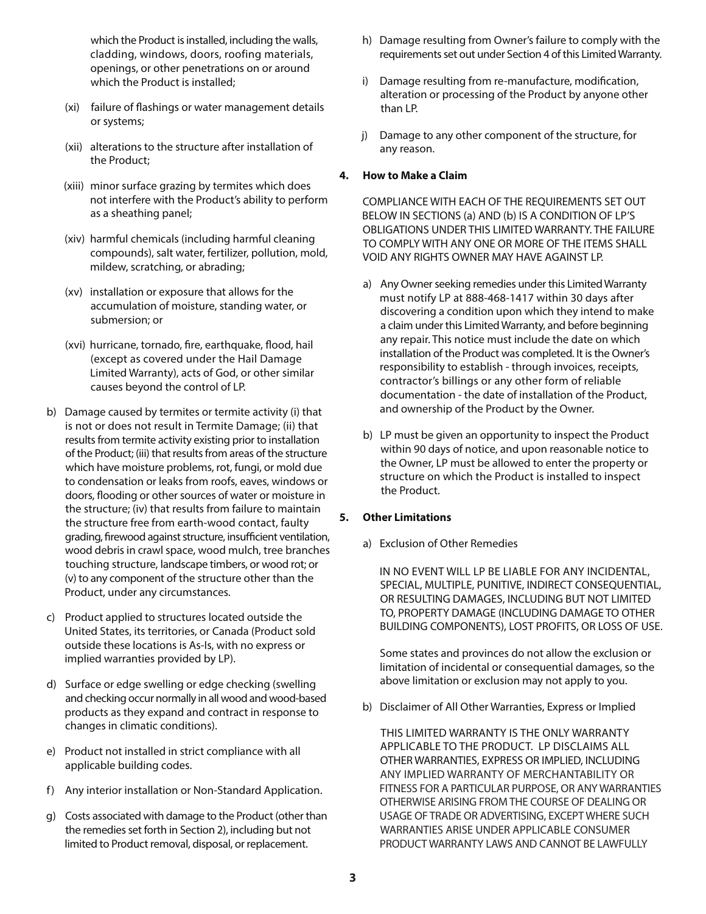which the Product is installed, including the walls, cladding, windows, doors, roofing materials, openings, or other penetrations on or around which the Product is installed;

(xi) failure of flashings or water management details or systems;

(xii) alterations to the structure after installation of the Product;

(xiii) minor surface grazing by termites which does not interfere with the Product's ability to perform as a sheathing panel;

(xiv) harmful chemicals (including harmful cleaning compounds), salt water, fertilizer, pollution, mold, mildew, scratching, or abrading;

(xv) installation or exposure that allows for the accumulation of moisture, standing water, or submersion; or

(xvi) hurricane, tornado, fire, earthquake, flood, hail (except as covered under the Hail Damage Limited Warranty), acts of God, or other similar causes beyond the control of LP.

b) Damage caused by termites or termite activity (i) that is not or does not result in Termite Damage; (ii) that results from termite activity existing prior to installation of the Product; (iii) that results from areas of the structure which have moisture problems, rot, fungi, or mold due to condensation or leaks from roofs, eaves, windows or doors, flooding or other sources of water or moisture in the structure; (iv) that results from failure to maintain the structure free from earth-wood contact, faulty grading, firewood against structure, insufficient ventilation, wood debris in crawl space, wood mulch, tree branches touching structure, landscape timbers, or wood rot; or (v) to any component of the structure other than the Product, under any circumstances.

c) Product applied to structures located outside the United States, its territories, or Canada (Product sold outside these locations is As-Is, with no express or implied warranties provided by LP).

d) Surface or edge swelling or edge checking (swelling and checking occur normally in all wood and wood-based products as they expand and contract in response to changes in climatic conditions).

e) Product not installed in strict compliance with all applicable building codes.

f) Any interior installation or Non-Standard Application.

g) Costs associated with damage to the Product (other than the remedies set forth in Section 2), including but not limited to Product removal, disposal, or replacement.

h) Damage resulting from Owner's failure to comply with the requirements set out under Section 4 of this Limited Warranty.

i) Damage resulting from re-manufacture, modification, alteration or processing of the Product by anyone other than LP.

j) Damage to any other component of the structure, for any reason.

**4. How to Make a Claim**

COMPLIANCE WITH EACH OF THE REQUIREMENTS SET OUT BELOW IN SECTIONS (a) AND (b) IS A CONDITION OF LP'S OBLIGATIONS UNDER THIS LIMITED WARRANTY. THE FAILURE TO COMPLY WITH ANY ONE OR MORE OF THE ITEMS SHALL VOID ANY RIGHTS OWNER MAY HAVE AGAINST LP.

a) Any Owner seeking remedies under this Limited Warranty must notify LP at 888-468-1417 within 30 days after discovering a condition upon which they intend to make a claim under this Limited Warranty, and before beginning any repair. This notice must include the date on which installation of the Product was completed. It is the Owner's responsibility to establish - through invoices, receipts, contractor's billings or any other form of reliable documentation - the date of installation of the Product, and ownership of the Product by the Owner.

b) LP must be given an opportunity to inspect the Product within 90 days of notice, and upon reasonable notice to the Owner, LP must be allowed to enter the property or structure on which the Product is installed to inspect the Product.

**5. Other Limitations**

a) Exclusion of Other Remedies

IN NO EVENT WILL LP BE LIABLE FOR ANY INCIDENTAL, SPECIAL, MULTIPLE, PUNITIVE, INDIRECT CONSEQUENTIAL, OR RESULTING DAMAGES, INCLUDING BUT NOT LIMITED TO, PROPERTY DAMAGE (INCLUDING DAMAGE TO OTHER BUILDING COMPONENTS), LOST PROFITS, OR LOSS OF USE.

Some states and provinces do not allow the exclusion or limitation of incidental or consequential damages, so the above limitation or exclusion may not apply to you.

b) Disclaimer of All Other Warranties, Express or Implied

THIS LIMITED WARRANTY IS THE ONLY WARRANTY APPLICABLE TO THE PRODUCT. LP DISCLAIMS ALL OTHER WARRANTIES, EXPRESS OR IMPLIED, INCLUDING ANY IMPLIED WARRANTY OF MERCHANTABILITY OR FITNESS FOR A PARTICULAR PURPOSE, OR ANY WARRANTIES OTHERWISE ARISING FROM THE COURSE OF DEALING OR USAGE OF TRADE OR ADVERTISING, EXCEPT WHERE SUCH WARRANTIES ARISE UNDER APPLICABLE CONSUMER PRODUCT WARRANTY LAWS AND CANNOT BE LAWFULLY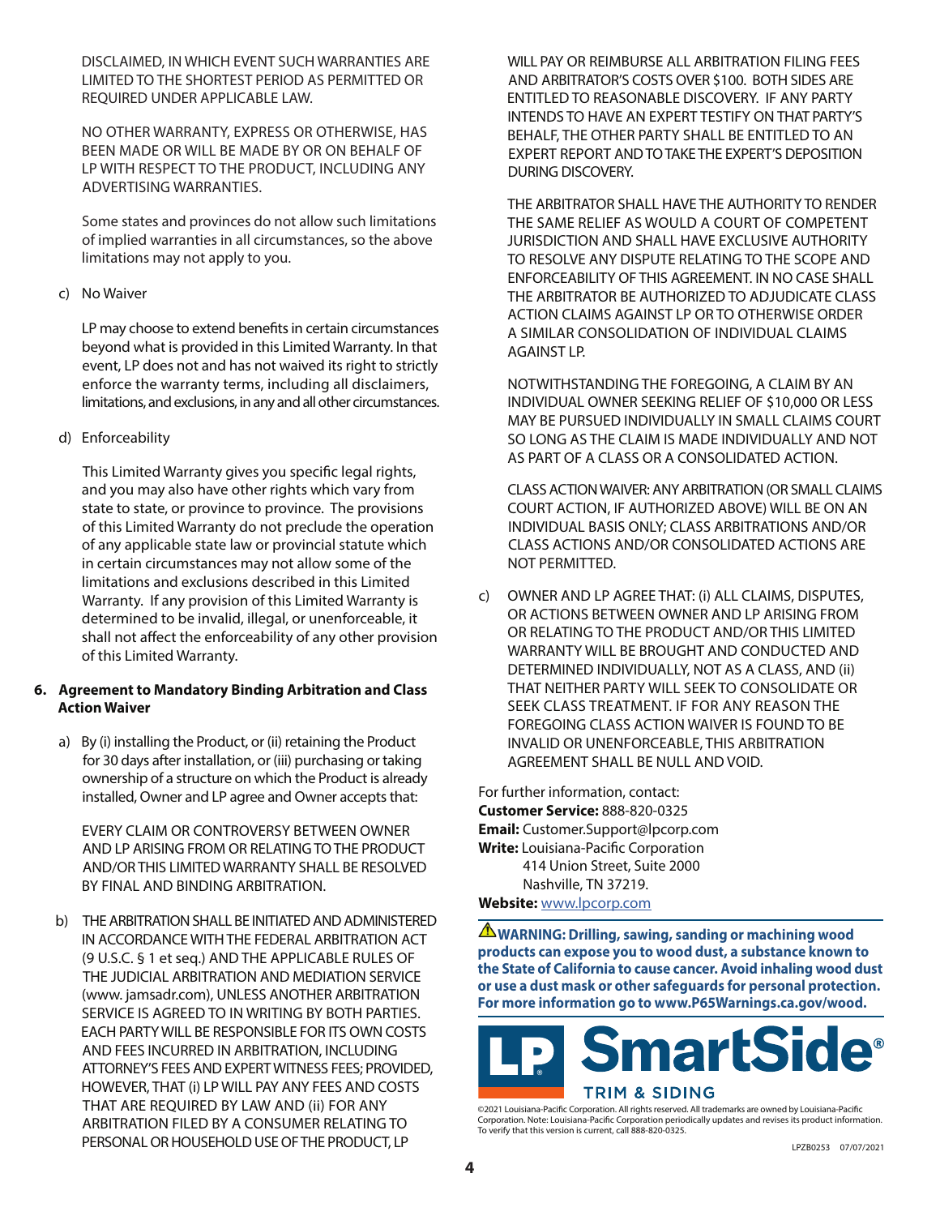DISCLAIMED, IN WHICH EVENT SUCH WARRANTIES ARE LIMITED TO THE SHORTEST PERIOD AS PERMITTED OR REQUIRED UNDER APPLICABLE LAW.

NO OTHER WARRANTY, EXPRESS OR OTHERWISE, HAS BEEN MADE OR WILL BE MADE BY OR ON BEHALF OF LP WITH RESPECT TO THE PRODUCT, INCLUDING ANY ADVERTISING WARRANTIES.

Some states and provinces do not allow such limitations of implied warranties in all circumstances, so the above limitations may not apply to you.

c) No Waiver

LP may choose to extend benefits in certain circumstances beyond what is provided in this Limited Warranty. In that event, LP does not and has not waived its right to strictly enforce the warranty terms, including all disclaimers, limitations, and exclusions, in any and all other circumstances.

d) Enforceability

This Limited Warranty gives you specific legal rights, and you may also have other rights which vary from state to state, or province to province. The provisions of this Limited Warranty do not preclude the operation of any applicable state law or provincial statute which in certain circumstances may not allow some of the limitations and exclusions described in this Limited Warranty. If any provision of this Limited Warranty is determined to be invalid, illegal, or unenforceable, it shall not affect the enforceability of any other provision of this Limited Warranty.

**6. Agreement to Mandatory Binding Arbitration and Class Action Waiver**

a) By (i) installing the Product, or (ii) retaining the Product for 30 days after installation, or (iii) purchasing or taking ownership of a structure on which the Product is already installed, Owner and LP agree and Owner accepts that:

EVERY CLAIM OR CONTROVERSY BETWEEN OWNER AND LP ARISING FROM OR RELATING TO THE PRODUCT AND/OR THIS LIMITED WARRANTY SHALL BE RESOLVED BY FINAL AND BINDING ARBITRATION.

b) THE ARBITRATION SHALL BE INITIATED AND ADMINISTERED IN ACCORDANCE WITH THE FEDERAL ARBITRATION ACT (9 U.S.C. § 1 et seq.) AND THE APPLICABLE RULES OF THE JUDICIAL ARBITRATION AND MEDIATION SERVICE (www. jamsadr.com), UNLESS ANOTHER ARBITRATION SERVICE IS AGREED TO IN WRITING BY BOTH PARTIES. EACH PARTY WILL BE RESPONSIBLE FOR ITS OWN COSTS AND FEES INCURRED IN ARBITRATION, INCLUDING ATTORNEY'S FEES AND EXPERT WITNESS FEES; PROVIDED, HOWEVER, THAT (i) LP WILL PAY ANY FEES AND COSTS THAT ARE REQUIRED BY LAW AND (ii) FOR ANY ARBITRATION FILED BY A CONSUMER RELATING TO PERSONAL OR HOUSEHOLD USE OF THE PRODUCT, LP WILL PAY OR REIMBURSE ALL ARBITRATION FILING FEES AND ARBITRATOR'S COSTS OVER $100. BOTH SIDES ARE ENTITLED TO REASONABLE DISCOVERY. IF ANY PARTY INTENDS TO HAVE AN EXPERT TESTIFY ON THAT PARTY'S BEHALF, THE OTHER PARTY SHALL BE ENTITLED TO AN EXPERT REPORT AND TO TAKE THE EXPERT'S DEPOSITION DURING DISCOVERY.

THE ARBITRATOR SHALL HAVE THE AUTHORITY TO RENDER THE SAME RELIEF AS WOULD A COURT OF COMPETENT JURISDICTION AND SHALL HAVE EXCLUSIVE AUTHORITY TO RESOLVE ANY DISPUTE RELATING TO THE SCOPE AND ENFORCEABILITY OF THIS AGREEMENT. IN NO CASE SHALL THE ARBITRATOR BE AUTHORIZED TO ADJUDICATE CLASS ACTION CLAIMS AGAINST LP OR TO OTHERWISE ORDER A SIMILAR CONSOLIDATION OF INDIVIDUAL CLAIMS AGAINST LP.

NOTWITHSTANDING THE FOREGOING, A CLAIM BY AN INDIVIDUAL OWNER SEEKING RELIEF OF $10,000 OR LESS MAY BE PURSUED INDIVIDUALLY IN SMALL CLAIMS COURT SO LONG AS THE CLAIM IS MADE INDIVIDUALLY AND NOT AS PART OF A CLASS OR A CONSOLIDATED ACTION.

CLASS ACTION WAIVER: ANY ARBITRATION (OR SMALL CLAIMS COURT ACTION, IF AUTHORIZED ABOVE) WILL BE ON AN INDIVIDUAL BASIS ONLY; CLASS ARBITRATIONS AND/OR CLASS ACTIONS AND/OR CONSOLIDATED ACTIONS ARE NOT PERMITTED.

c) OWNER AND LP AGREE THAT: (i) ALL CLAIMS, DISPUTES, OR ACTIONS BETWEEN OWNER AND LP ARISING FROM OR RELATING TO THE PRODUCT AND/OR THIS LIMITED WARRANTY WILL BE BROUGHT AND CONDUCTED AND DETERMINED INDIVIDUALLY, NOT AS A CLASS, AND (ii) THAT NEITHER PARTY WILL SEEK TO CONSOLIDATE OR SEEK CLASS TREATMENT. IF FOR ANY REASON THE FOREGOING CLASS ACTION WAIVER IS FOUND TO BE INVALID OR UNENFORCEABLE, THIS ARBITRATION AGREEMENT SHALL BE NULL AND VOID.

For further information, contact:
**Customer Service:** 888-820-0325
**Email:** Customer.Support@lpcorp.com
**Write:** Louisiana-Pacific Corporation
414 Union Street, Suite 2000
Nashville, TN 37219.
**Website:** www.lpcorp.com

**⚠WARNING: Drilling, sawing, sanding or machining wood products can expose you to wood dust, a substance known to the State of California to cause cancer. Avoid inhaling wood dust or use a dust mask or other safeguards for personal protection. For more information go to www.P65Warnings.ca.gov/wood.**

LP SmartSide® TRIM & SIDING

©2021 Louisiana-Pacific Corporation. All rights reserved. All trademarks are owned by Louisiana-Pacific Corporation. Note: Louisiana-Pacific Corporation periodically updates and revises its product information. To verify that this version is current, call 888-820-0325.

LPZB0253 07/07/2021